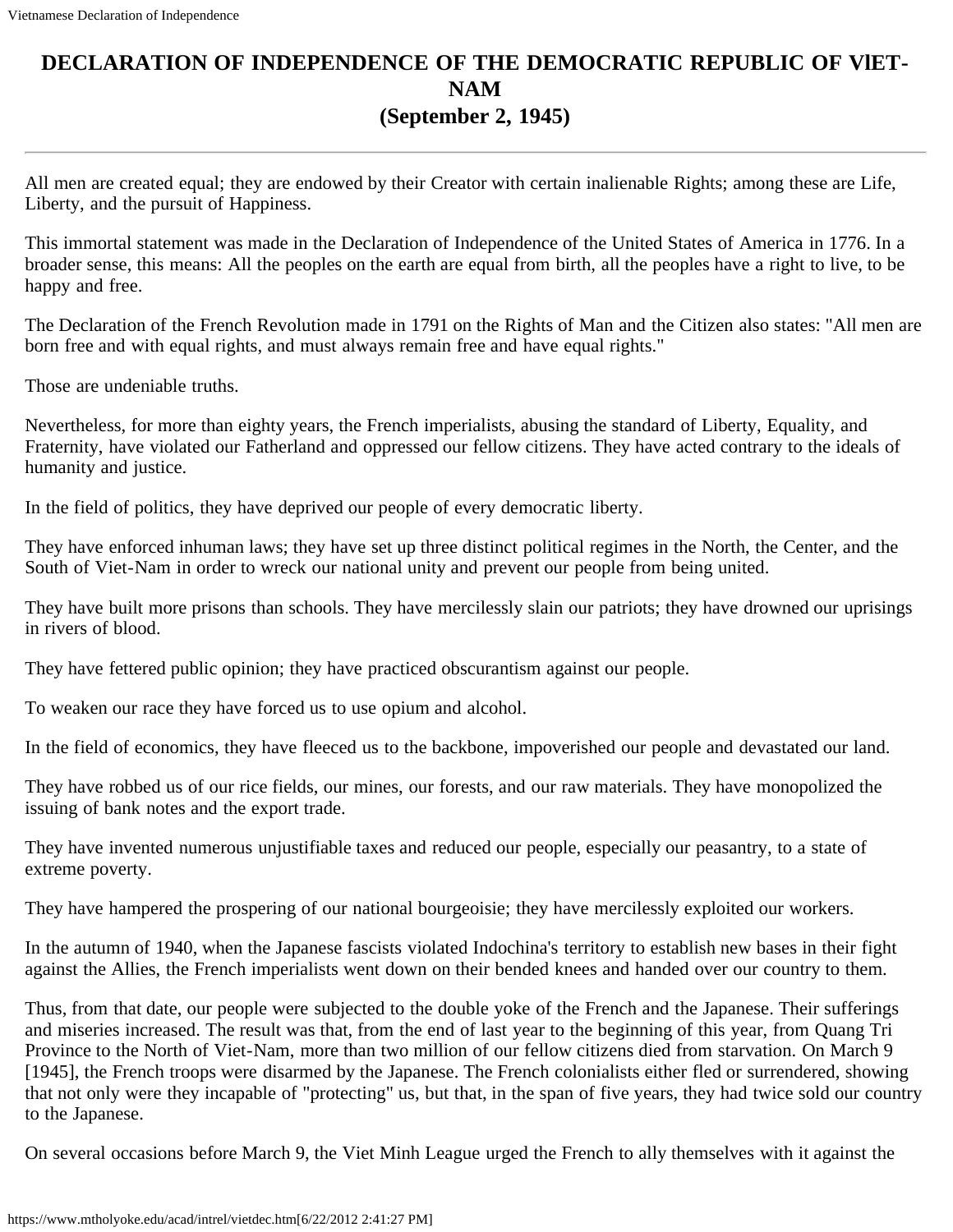# DECLARATION OF INDEPENDENCE OF THE DEMOCRATIC REPUBLIC OF VlET-NAM (September 2, 1945)

---

All men are created equal; they are endowed by their Creator with certain inalienable Rights; among these are Life, Liberty, and the pursuit of Happiness.

This immortal statement was made in the Declaration of Independence of the United States of America in 1776. In a broader sense, this means: All the peoples on the earth are equal from birth, all the peoples have a right to live, to be happy and free.

The Declaration of the French Revolution made in 1791 on the Rights of Man and the Citizen also states: "All men are born free and with equal rights, and must always remain free and have equal rights."

Those are undeniable truths.

Nevertheless, for more than eighty years, the French imperialists, abusing the standard of Liberty, Equality, and Fraternity, have violated our Fatherland and oppressed our fellow citizens. They have acted contrary to the ideals of humanity and justice.

In the field of politics, they have deprived our people of every democratic liberty.

They have enforced inhuman laws; they have set up three distinct political regimes in the North, the Center, and the South of Viet-Nam in order to wreck our national unity and prevent our people from being united.

They have built more prisons than schools. They have mercilessly slain our patriots; they have drowned our uprisings in rivers of blood.

They have fettered public opinion; they have practiced obscurantism against our people.

To weaken our race they have forced us to use opium and alcohol.

In the field of economics, they have fleeced us to the backbone, impoverished our people and devastated our land.

They have robbed us of our rice fields, our mines, our forests, and our raw materials. They have monopolized the issuing of bank notes and the export trade.

They have invented numerous unjustifiable taxes and reduced our people, especially our peasantry, to a state of extreme poverty.

They have hampered the prospering of our national bourgeoisie; they have mercilessly exploited our workers.

In the autumn of 1940, when the Japanese fascists violated Indochina's territory to establish new bases in their fight against the Allies, the French imperialists went down on their bended knees and handed over our country to them.

Thus, from that date, our people were subjected to the double yoke of the French and the Japanese. Their sufferings and miseries increased. The result was that, from the end of last year to the beginning of this year, from Quang Tri Province to the North of Viet-Nam, more than two million of our fellow citizens died from starvation. On March 9 [1945], the French troops were disarmed by the Japanese. The French colonialists either fled or surrendered, showing that not only were they incapable of "protecting" us, but that, in the span of five years, they had twice sold our country to the Japanese.

On several occasions before March 9, the Viet Minh League urged the French to ally themselves with it against the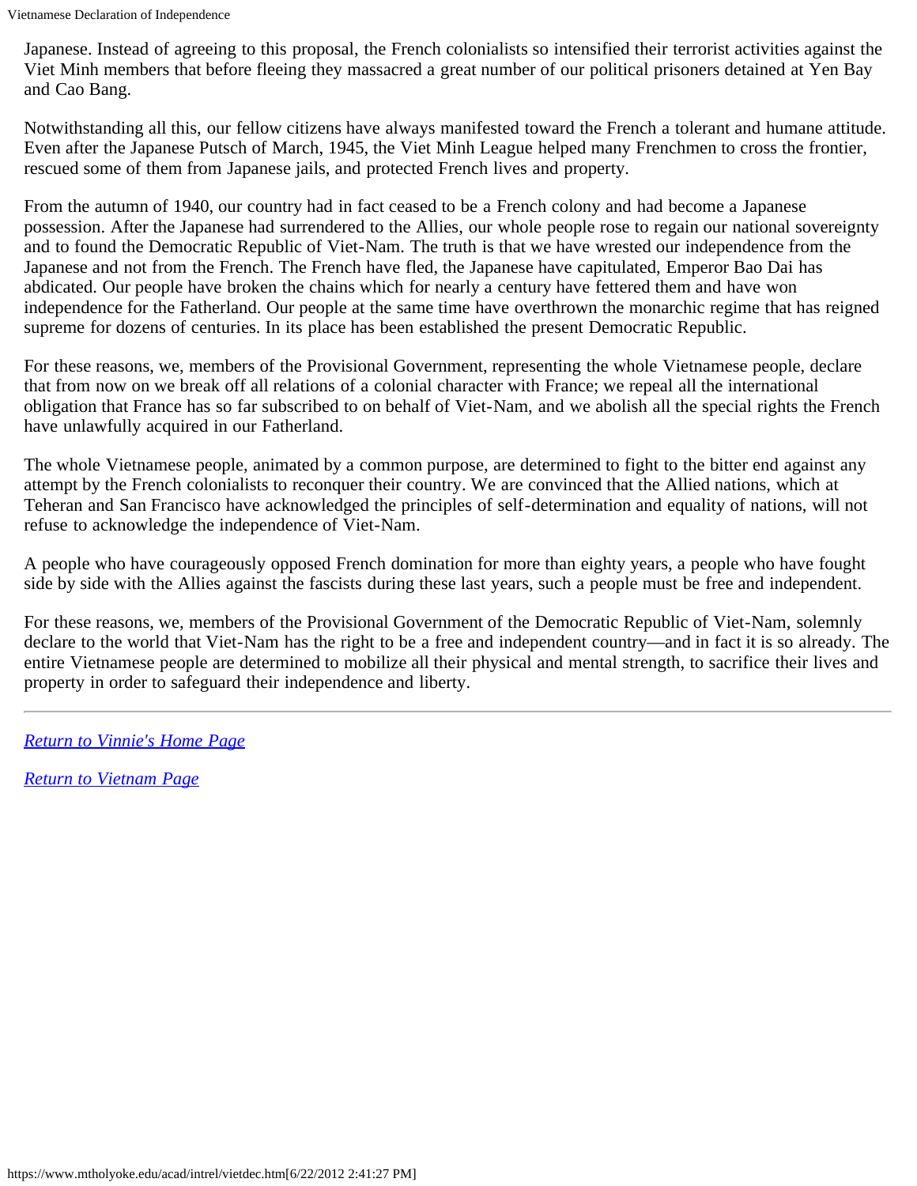Japanese. Instead of agreeing to this proposal, the French colonialists so intensified their terrorist activities against the Viet Minh members that before fleeing they massacred a great number of our political prisoners detained at Yen Bay and Cao Bang.

Notwithstanding all this, our fellow citizens have always manifested toward the French a tolerant and humane attitude. Even after the Japanese Putsch of March, 1945, the Viet Minh League helped many Frenchmen to cross the frontier, rescued some of them from Japanese jails, and protected French lives and property.

From the autumn of 1940, our country had in fact ceased to be a French colony and had become a Japanese possession. After the Japanese had surrendered to the Allies, our whole people rose to regain our national sovereignty and to found the Democratic Republic of Viet-Nam. The truth is that we have wrested our independence from the Japanese and not from the French. The French have fled, the Japanese have capitulated, Emperor Bao Dai has abdicated. Our people have broken the chains which for nearly a century have fettered them and have won independence for the Fatherland. Our people at the same time have overthrown the monarchic regime that has reigned supreme for dozens of centuries. In its place has been established the present Democratic Republic.

For these reasons, we, members of the Provisional Government, representing the whole Vietnamese people, declare that from now on we break off all relations of a colonial character with France; we repeal all the international obligation that France has so far subscribed to on behalf of Viet-Nam, and we abolish all the special rights the French have unlawfully acquired in our Fatherland.

The whole Vietnamese people, animated by a common purpose, are determined to fight to the bitter end against any attempt by the French colonialists to reconquer their country. We are convinced that the Allied nations, which at Teheran and San Francisco have acknowledged the principles of self-determination and equality of nations, will not refuse to acknowledge the independence of Viet-Nam.

A people who have courageously opposed French domination for more than eighty years, a people who have fought side by side with the Allies against the fascists during these last years, such a people must be free and independent.

For these reasons, we, members of the Provisional Government of the Democratic Republic of Viet-Nam, solemnly declare to the world that Viet-Nam has the right to be a free and independent country—and in fact it is so already. The entire Vietnamese people are determined to mobilize all their physical and mental strength, to sacrifice their lives and property in order to safeguard their independence and liberty.

---

*Return to Vinnie's Home Page*

*Return to Vietnam Page*